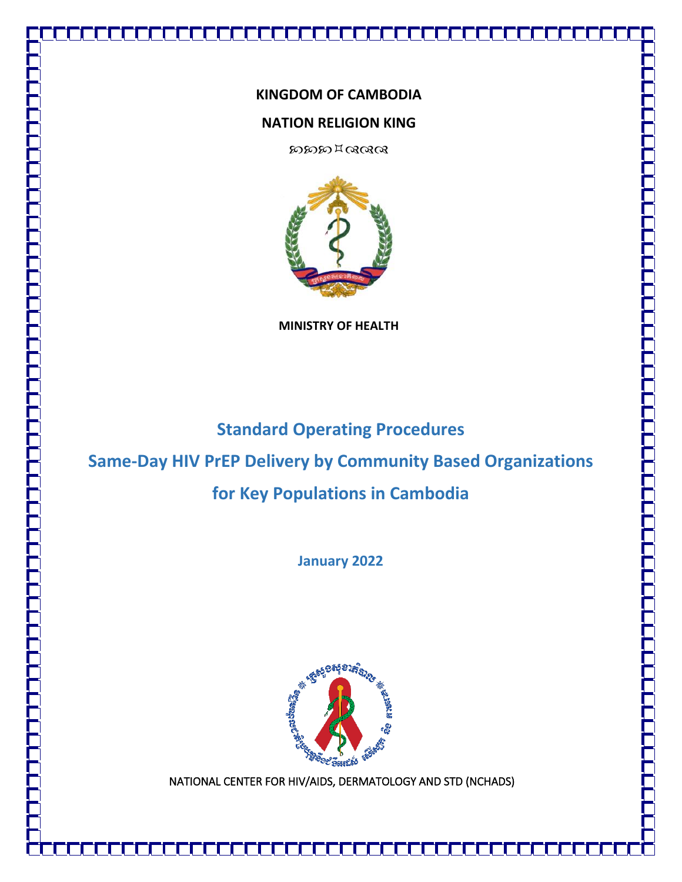**KINGDOM OF CAMBODIA**

**NATION RELIGION KING**

**MINISTRY OF HEALTH**

# Standard Operating Procedures
# Same-Day HIV PrEP Delivery by Community Based Organizations
# for Key Populations in Cambodia

**January 2022**

NATIONAL CENTER FOR HIV/AIDS, DERMATOLOGY AND STD (NCHADS)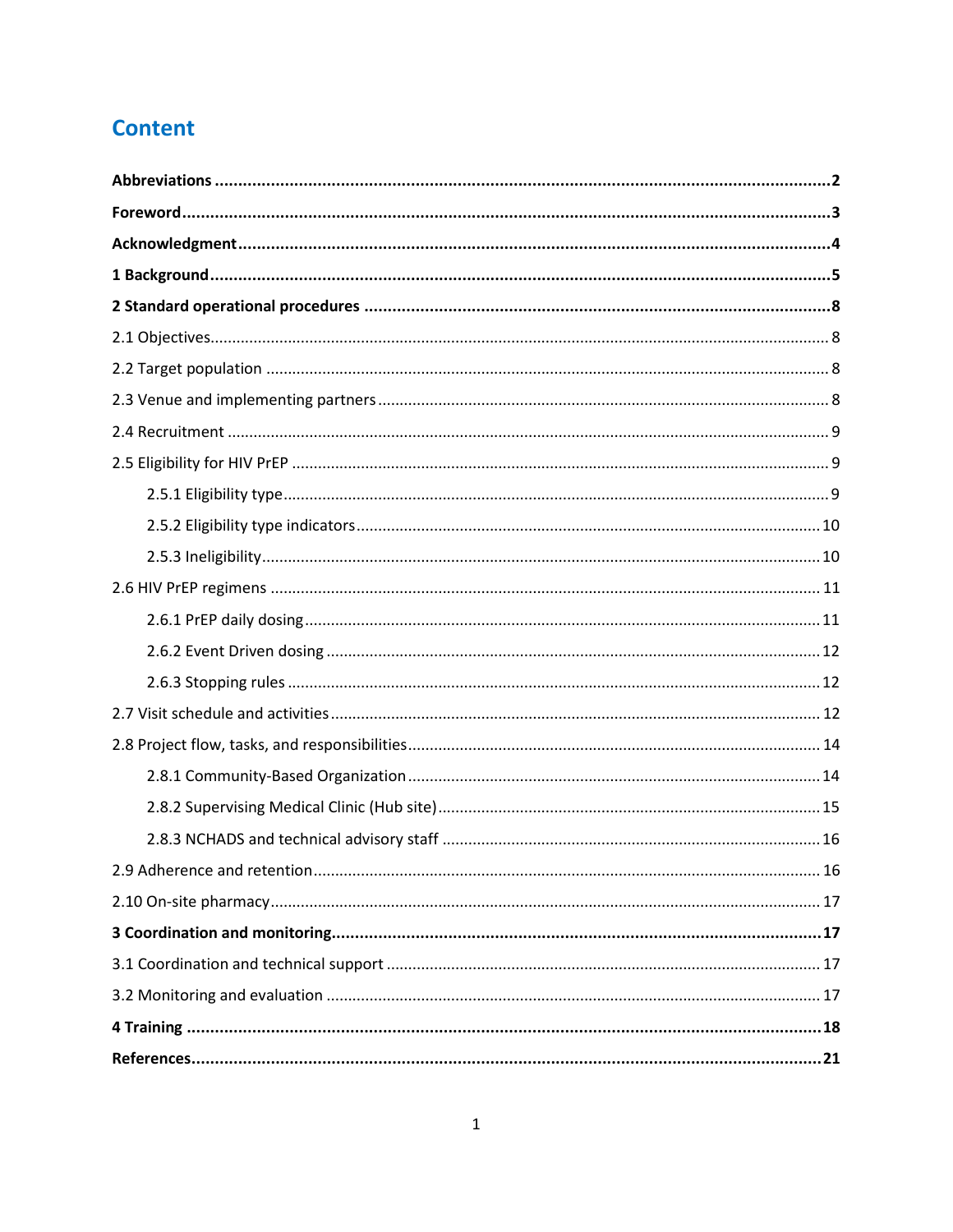# Content

**Abbreviations** ........ **2**

**Foreword** ........ **3**

**Acknowledgment** ........ **4**

**1 Background** ........ **5**

**2 Standard operational procedures** ........ **8**

2.1 Objectives ........ 8

2.2 Target population ........ 8

2.3 Venue and implementing partners ........ 8

2.4 Recruitment ........ 9

2.5 Eligibility for HIV PrEP ........ 9

- 2.5.1 Eligibility type ........ 9
- 2.5.2 Eligibility type indicators ........ 10
- 2.5.3 Ineligibility ........ 10

2.6 HIV PrEP regimens ........ 11

- 2.6.1 PrEP daily dosing ........ 11
- 2.6.2 Event Driven dosing ........ 12
- 2.6.3 Stopping rules ........ 12

2.7 Visit schedule and activities ........ 12

2.8 Project flow, tasks, and responsibilities ........ 14

- 2.8.1 Community-Based Organization ........ 14
- 2.8.2 Supervising Medical Clinic (Hub site) ........ 15
- 2.8.3 NCHADS and technical advisory staff ........ 16

2.9 Adherence and retention ........ 16

2.10 On-site pharmacy ........ 17

**3 Coordination and monitoring** ........ **17**

3.1 Coordination and technical support ........ 17

3.2 Monitoring and evaluation ........ 17

**4 Training** ........ **18**

**References** ........ **21**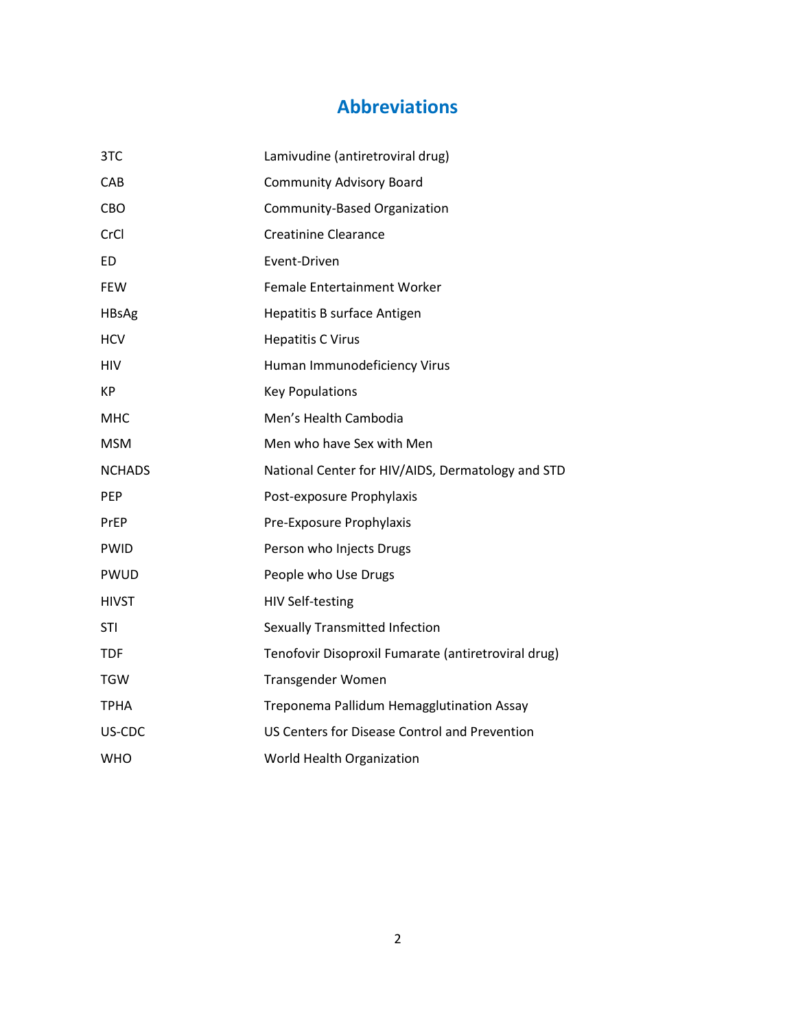# Abbreviations

| | |
|---|---|
| 3TC | Lamivudine (antiretroviral drug) |
| CAB | Community Advisory Board |
| CBO | Community-Based Organization |
| CrCl | Creatinine Clearance |
| ED | Event-Driven |
| FEW | Female Entertainment Worker |
| HBsAg | Hepatitis B surface Antigen |
| HCV | Hepatitis C Virus |
| HIV | Human Immunodeficiency Virus |
| KP | Key Populations |
| MHC | Men's Health Cambodia |
| MSM | Men who have Sex with Men |
| NCHADS | National Center for HIV/AIDS, Dermatology and STD |
| PEP | Post-exposure Prophylaxis |
| PrEP | Pre-Exposure Prophylaxis |
| PWID | Person who Injects Drugs |
| PWUD | People who Use Drugs |
| HIVST | HIV Self-testing |
| STI | Sexually Transmitted Infection |
| TDF | Tenofovir Disoproxil Fumarate (antiretroviral drug) |
| TGW | Transgender Women |
| TPHA | Treponema Pallidum Hemagglutination Assay |
| US-CDC | US Centers for Disease Control and Prevention |
| WHO | World Health Organization |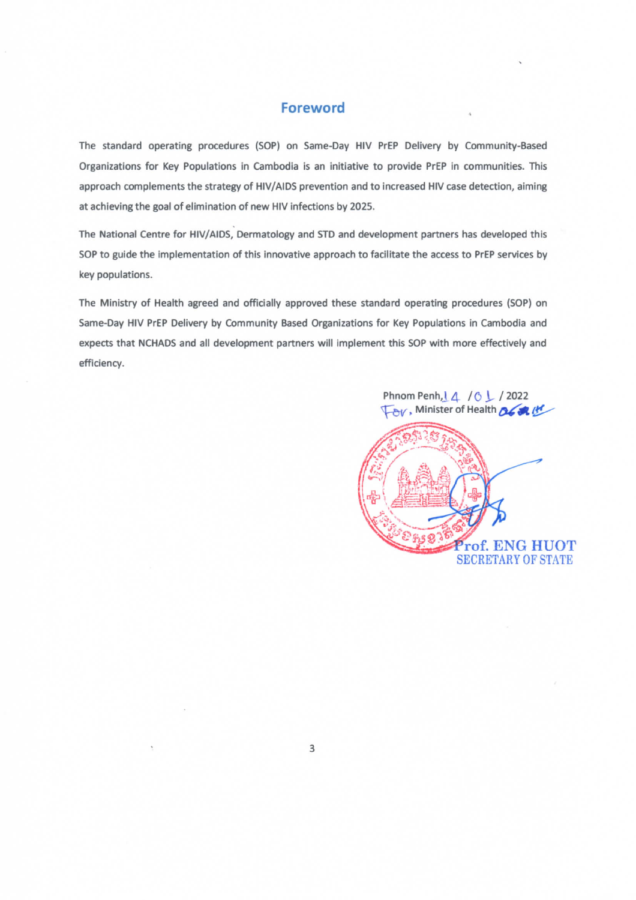# Foreword

The standard operating procedures (SOP) on Same-Day HIV PrEP Delivery by Community-Based Organizations for Key Populations in Cambodia is an initiative to provide PrEP in communities. This approach complements the strategy of HIV/AIDS prevention and to increased HIV case detection, aiming at achieving the goal of elimination of new HIV infections by 2025.

The National Centre for HIV/AIDS, Dermatology and STD and development partners has developed this SOP to guide the implementation of this innovative approach to facilitate the access to PrEP services by key populations.

The Ministry of Health agreed and officially approved these standard operating procedures (SOP) on Same-Day HIV PrEP Delivery by Community Based Organizations for Key Populations in Cambodia and expects that NCHADS and all development partners will implement this SOP with more effectively and efficiency.

Phnom Penh, 14 / 01 / 2022

For, Minister of Health

Prof. ENG HUOT

SECRETARY OF STATE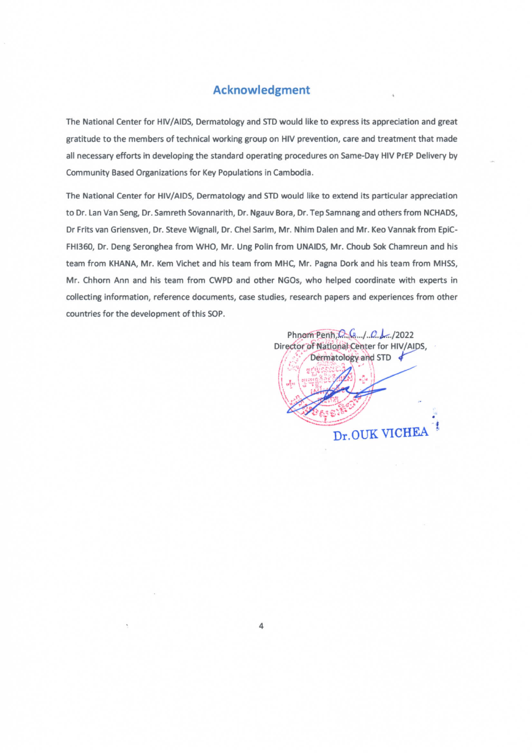## Acknowledgment

The National Center for HIV/AIDS, Dermatology and STD would like to express its appreciation and great gratitude to the members of technical working group on HIV prevention, care and treatment that made all necessary efforts in developing the standard operating procedures on Same-Day HIV PrEP Delivery by Community Based Organizations for Key Populations in Cambodia.

The National Center for HIV/AIDS, Dermatology and STD would like to extend its particular appreciation to Dr. Lan Van Seng, Dr. Samreth Sovannarith, Dr. Ngauv Bora, Dr. Tep Samnang and others from NCHADS, Dr Frits van Griensven, Dr. Steve Wignall, Dr. Chel Sarim, Mr. Nhim Dalen and Mr. Keo Vannak from EpiC-FHI360, Dr. Deng Seronghea from WHO, Mr. Ung Polin from UNAIDS, Mr. Choub Sok Chamreun and his team from KHANA, Mr. Kem Vichet and his team from MHC, Mr. Pagna Dork and his team from MHSS, Mr. Chhorn Ann and his team from CWPD and other NGOs, who helped coordinate with experts in collecting information, reference documents, case studies, research papers and experiences from other countries for the development of this SOP.

Phnom Penh, 06/01/2022

Director of National Center for HIV/AIDS, Dermatology and STD

Dr. OUK VICHEA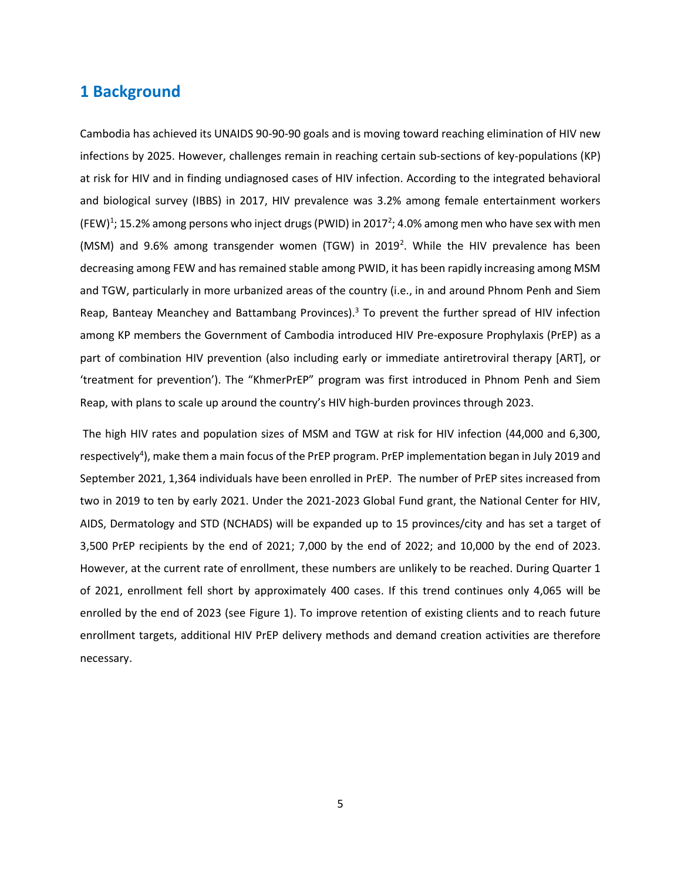# 1 Background

Cambodia has achieved its UNAIDS 90-90-90 goals and is moving toward reaching elimination of HIV new infections by 2025. However, challenges remain in reaching certain sub-sections of key-populations (KP) at risk for HIV and in finding undiagnosed cases of HIV infection. According to the integrated behavioral and biological survey (IBBS) in 2017, HIV prevalence was 3.2% among female entertainment workers (FEW)[1]; 15.2% among persons who inject drugs (PWID) in 2017[2]; 4.0% among men who have sex with men (MSM) and 9.6% among transgender women (TGW) in 2019[2]. While the HIV prevalence has been decreasing among FEW and has remained stable among PWID, it has been rapidly increasing among MSM and TGW, particularly in more urbanized areas of the country (i.e., in and around Phnom Penh and Siem Reap, Banteay Meanchey and Battambang Provinces).[3] To prevent the further spread of HIV infection among KP members the Government of Cambodia introduced HIV Pre-exposure Prophylaxis (PrEP) as a part of combination HIV prevention (also including early or immediate antiretroviral therapy [ART], or 'treatment for prevention'). The "KhmerPrEP" program was first introduced in Phnom Penh and Siem Reap, with plans to scale up around the country's HIV high-burden provinces through 2023.

The high HIV rates and population sizes of MSM and TGW at risk for HIV infection (44,000 and 6,300, respectively[4]), make them a main focus of the PrEP program. PrEP implementation began in July 2019 and September 2021, 1,364 individuals have been enrolled in PrEP. The number of PrEP sites increased from two in 2019 to ten by early 2021. Under the 2021-2023 Global Fund grant, the National Center for HIV, AIDS, Dermatology and STD (NCHADS) will be expanded up to 15 provinces/city and has set a target of 3,500 PrEP recipients by the end of 2021; 7,000 by the end of 2022; and 10,000 by the end of 2023. However, at the current rate of enrollment, these numbers are unlikely to be reached. During Quarter 1 of 2021, enrollment fell short by approximately 400 cases. If this trend continues only 4,065 will be enrolled by the end of 2023 (see Figure 1). To improve retention of existing clients and to reach future enrollment targets, additional HIV PrEP delivery methods and demand creation activities are therefore necessary.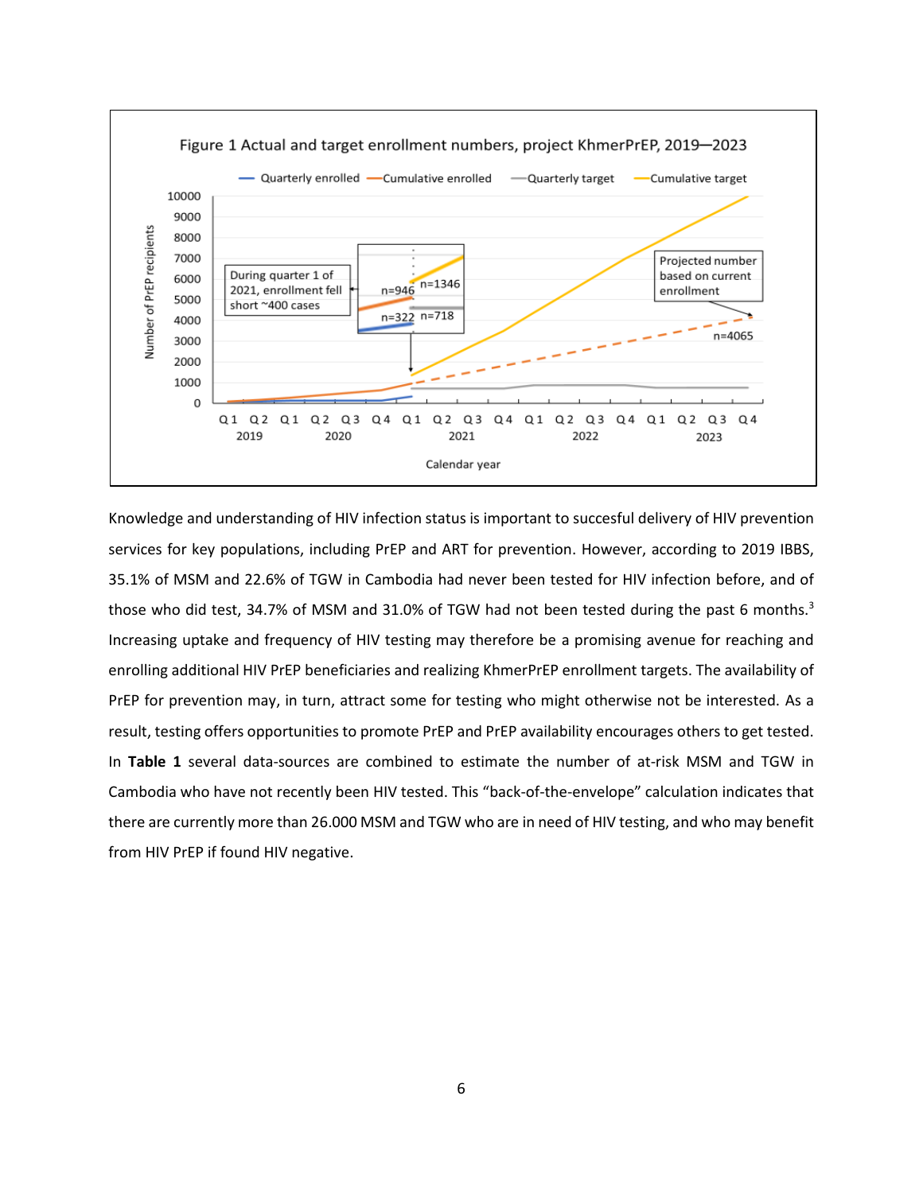Figure 1 Actual and target enrollment numbers, project KhmerPrEP, 2019—2023

Knowledge and understanding of HIV infection status is important to succesful delivery of HIV prevention services for key populations, including PrEP and ART for prevention. However, according to 2019 IBBS, 35.1% of MSM and 22.6% of TGW in Cambodia had never been tested for HIV infection before, and of those who did test, 34.7% of MSM and 31.0% of TGW had not been tested during the past 6 months.[3] Increasing uptake and frequency of HIV testing may therefore be a promising avenue for reaching and enrolling additional HIV PrEP beneficiaries and realizing KhmerPrEP enrollment targets. The availability of PrEP for prevention may, in turn, attract some for testing who might otherwise not be interested. As a result, testing offers opportunities to promote PrEP and PrEP availability encourages others to get tested. In **Table 1** several data-sources are combined to estimate the number of at-risk MSM and TGW in Cambodia who have not recently been HIV tested. This "back-of-the-envelope" calculation indicates that there are currently more than 26.000 MSM and TGW who are in need of HIV testing, and who may benefit from HIV PrEP if found HIV negative.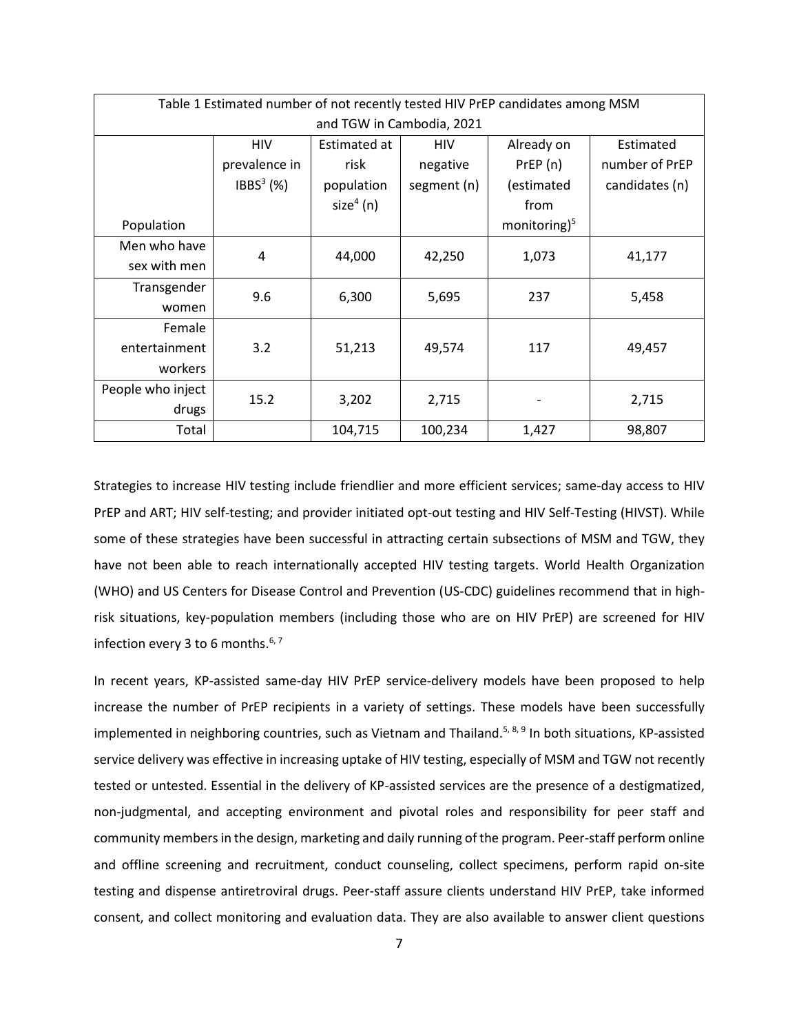Table 1 Estimated number of not recently tested HIV PrEP candidates among MSM and TGW in Cambodia, 2021

| Population | HIV prevalence in IBBS[3] (%) | Estimated at risk population size[4] (n) | HIV negative segment (n) | Already on PrEP (n) (estimated from monitoring)[5] | Estimated number of PrEP candidates (n) |
|---|---|---|---|---|---|
| Men who have sex with men | 4 | 44,000 | 42,250 | 1,073 | 41,177 |
| Transgender women | 9.6 | 6,300 | 5,695 | 237 | 5,458 |
| Female entertainment workers | 3.2 | 51,213 | 49,574 | 117 | 49,457 |
| People who inject drugs | 15.2 | 3,202 | 2,715 | - | 2,715 |
| Total | | 104,715 | 100,234 | 1,427 | 98,807 |

Strategies to increase HIV testing include friendlier and more efficient services; same-day access to HIV PrEP and ART; HIV self-testing; and provider initiated opt-out testing and HIV Self-Testing (HIVST). While some of these strategies have been successful in attracting certain subsections of MSM and TGW, they have not been able to reach internationally accepted HIV testing targets. World Health Organization (WHO) and US Centers for Disease Control and Prevention (US-CDC) guidelines recommend that in high-risk situations, key-population members (including those who are on HIV PrEP) are screened for HIV infection every 3 to 6 months.[6, 7]

In recent years, KP-assisted same-day HIV PrEP service-delivery models have been proposed to help increase the number of PrEP recipients in a variety of settings. These models have been successfully implemented in neighboring countries, such as Vietnam and Thailand.[5, 8, 9] In both situations, KP-assisted service delivery was effective in increasing uptake of HIV testing, especially of MSM and TGW not recently tested or untested. Essential in the delivery of KP-assisted services are the presence of a destigmatized, non-judgmental, and accepting environment and pivotal roles and responsibility for peer staff and community members in the design, marketing and daily running of the program. Peer-staff perform online and offline screening and recruitment, conduct counseling, collect specimens, perform rapid on-site testing and dispense antiretroviral drugs. Peer-staff assure clients understand HIV PrEP, take informed consent, and collect monitoring and evaluation data. They are also available to answer client questions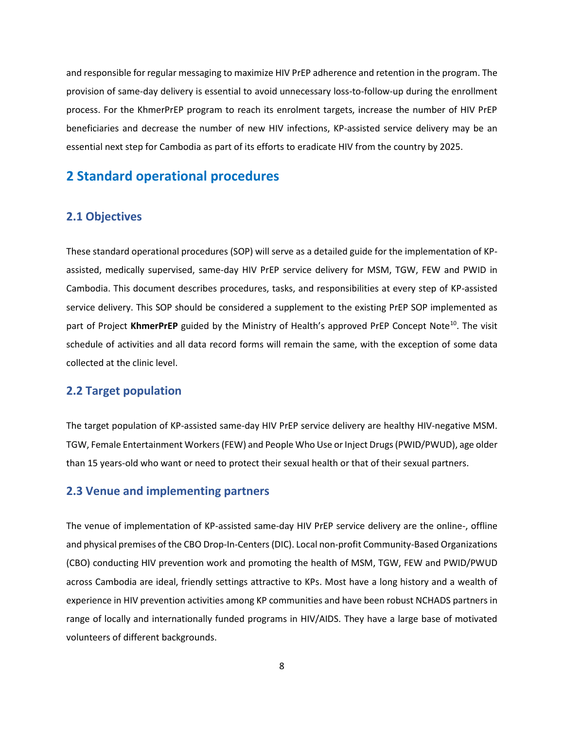and responsible for regular messaging to maximize HIV PrEP adherence and retention in the program. The provision of same-day delivery is essential to avoid unnecessary loss-to-follow-up during the enrollment process. For the KhmerPrEP program to reach its enrolment targets, increase the number of HIV PrEP beneficiaries and decrease the number of new HIV infections, KP-assisted service delivery may be an essential next step for Cambodia as part of its efforts to eradicate HIV from the country by 2025.

# 2 Standard operational procedures

## 2.1 Objectives

These standard operational procedures (SOP) will serve as a detailed guide for the implementation of KP-assisted, medically supervised, same-day HIV PrEP service delivery for MSM, TGW, FEW and PWID in Cambodia. This document describes procedures, tasks, and responsibilities at every step of KP-assisted service delivery. This SOP should be considered a supplement to the existing PrEP SOP implemented as part of Project **KhmerPrEP** guided by the Ministry of Health's approved PrEP Concept Note[10]. The visit schedule of activities and all data record forms will remain the same, with the exception of some data collected at the clinic level.

## 2.2 Target population

The target population of KP-assisted same-day HIV PrEP service delivery are healthy HIV-negative MSM. TGW, Female Entertainment Workers (FEW) and People Who Use or Inject Drugs (PWID/PWUD), age older than 15 years-old who want or need to protect their sexual health or that of their sexual partners.

## 2.3 Venue and implementing partners

The venue of implementation of KP-assisted same-day HIV PrEP service delivery are the online-, offline and physical premises of the CBO Drop-In-Centers (DIC). Local non-profit Community-Based Organizations (CBO) conducting HIV prevention work and promoting the health of MSM, TGW, FEW and PWID/PWUD across Cambodia are ideal, friendly settings attractive to KPs. Most have a long history and a wealth of experience in HIV prevention activities among KP communities and have been robust NCHADS partners in range of locally and internationally funded programs in HIV/AIDS. They have a large base of motivated volunteers of different backgrounds.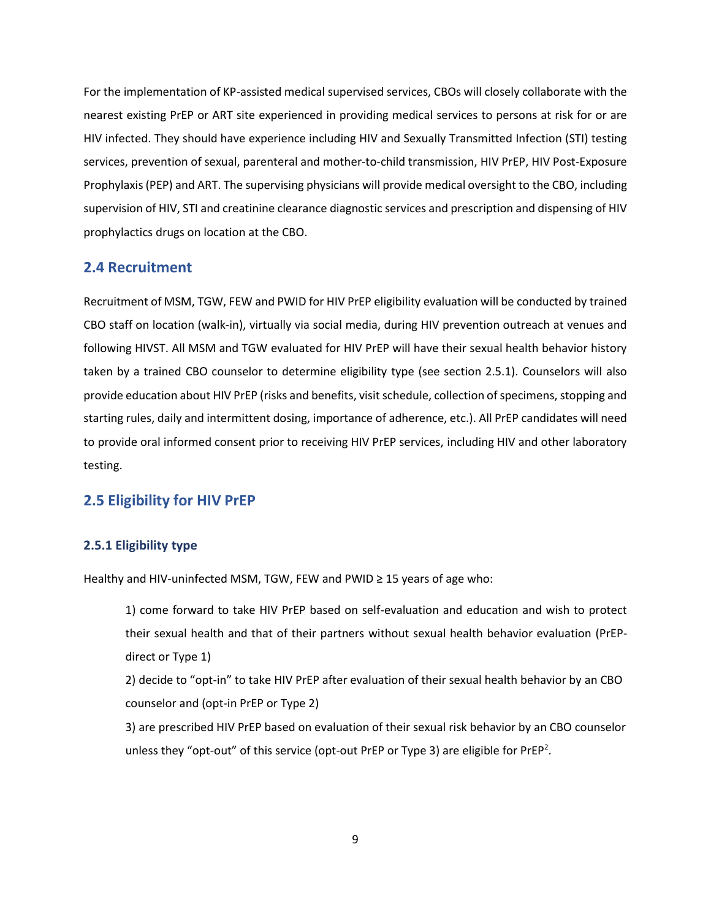For the implementation of KP-assisted medical supervised services, CBOs will closely collaborate with the nearest existing PrEP or ART site experienced in providing medical services to persons at risk for or are HIV infected. They should have experience including HIV and Sexually Transmitted Infection (STI) testing services, prevention of sexual, parenteral and mother-to-child transmission, HIV PrEP, HIV Post-Exposure Prophylaxis (PEP) and ART. The supervising physicians will provide medical oversight to the CBO, including supervision of HIV, STI and creatinine clearance diagnostic services and prescription and dispensing of HIV prophylactics drugs on location at the CBO.

## 2.4 Recruitment

Recruitment of MSM, TGW, FEW and PWID for HIV PrEP eligibility evaluation will be conducted by trained CBO staff on location (walk-in), virtually via social media, during HIV prevention outreach at venues and following HIVST. All MSM and TGW evaluated for HIV PrEP will have their sexual health behavior history taken by a trained CBO counselor to determine eligibility type (see section 2.5.1). Counselors will also provide education about HIV PrEP (risks and benefits, visit schedule, collection of specimens, stopping and starting rules, daily and intermittent dosing, importance of adherence, etc.). All PrEP candidates will need to provide oral informed consent prior to receiving HIV PrEP services, including HIV and other laboratory testing.

## 2.5 Eligibility for HIV PrEP

### 2.5.1 Eligibility type

Healthy and HIV-uninfected MSM, TGW, FEW and PWID ≥ 15 years of age who:

1) come forward to take HIV PrEP based on self-evaluation and education and wish to protect their sexual health and that of their partners without sexual health behavior evaluation (PrEP-direct or Type 1)

2) decide to "opt-in" to take HIV PrEP after evaluation of their sexual health behavior by an CBO counselor and (opt-in PrEP or Type 2)

3) are prescribed HIV PrEP based on evaluation of their sexual risk behavior by an CBO counselor unless they "opt-out" of this service (opt-out PrEP or Type 3) are eligible for PrEP[2].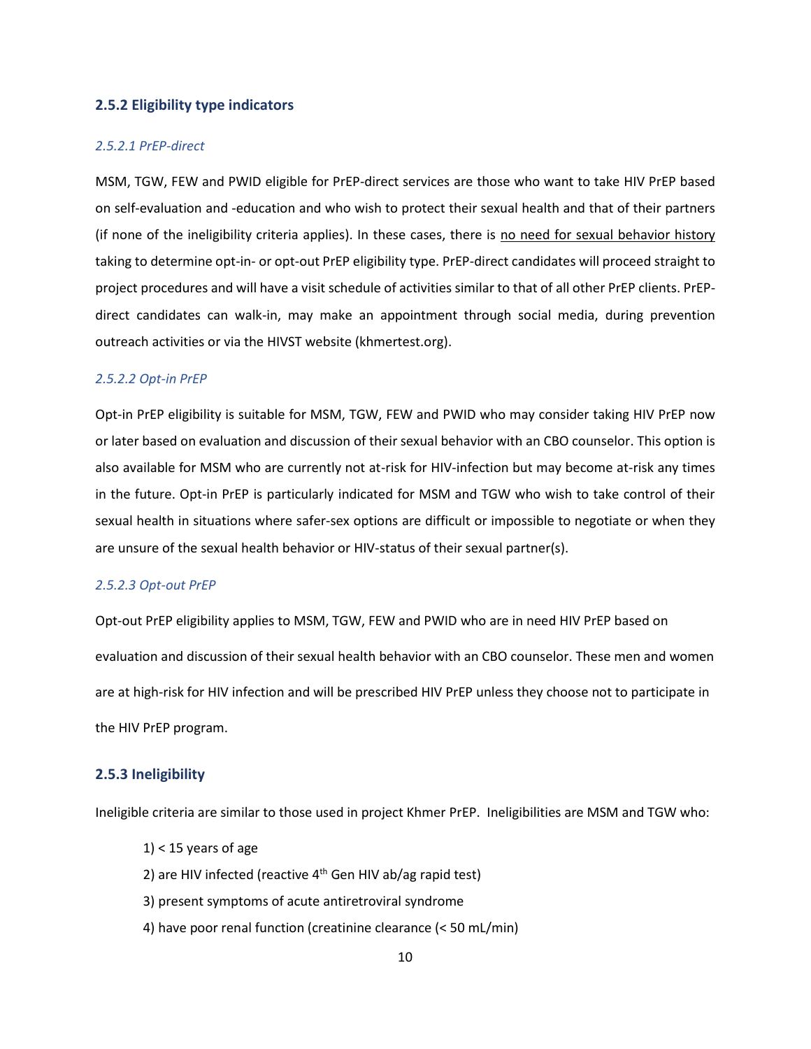### 2.5.2 Eligibility type indicators

#### *2.5.2.1 PrEP-direct*

MSM, TGW, FEW and PWID eligible for PrEP-direct services are those who want to take HIV PrEP based on self-evaluation and -education and who wish to protect their sexual health and that of their partners (if none of the ineligibility criteria applies). In these cases, there is <u>no need for sexual behavior history</u> taking to determine opt-in- or opt-out PrEP eligibility type. PrEP-direct candidates will proceed straight to project procedures and will have a visit schedule of activities similar to that of all other PrEP clients. PrEP-direct candidates can walk-in, may make an appointment through social media, during prevention outreach activities or via the HIVST website (khmertest.org).

#### *2.5.2.2 Opt-in PrEP*

Opt-in PrEP eligibility is suitable for MSM, TGW, FEW and PWID who may consider taking HIV PrEP now or later based on evaluation and discussion of their sexual behavior with an CBO counselor. This option is also available for MSM who are currently not at-risk for HIV-infection but may become at-risk any times in the future. Opt-in PrEP is particularly indicated for MSM and TGW who wish to take control of their sexual health in situations where safer-sex options are difficult or impossible to negotiate or when they are unsure of the sexual health behavior or HIV-status of their sexual partner(s).

#### *2.5.2.3 Opt-out PrEP*

Opt-out PrEP eligibility applies to MSM, TGW, FEW and PWID who are in need HIV PrEP based on evaluation and discussion of their sexual health behavior with an CBO counselor. These men and women are at high-risk for HIV infection and will be prescribed HIV PrEP unless they choose not to participate in the HIV PrEP program.

### 2.5.3 Ineligibility

Ineligible criteria are similar to those used in project Khmer PrEP. Ineligibilities are MSM and TGW who:

1) < 15 years of age
2) are HIV infected (reactive 4th Gen HIV ab/ag rapid test)
3) present symptoms of acute antiretroviral syndrome
4) have poor renal function (creatinine clearance (< 50 mL/min)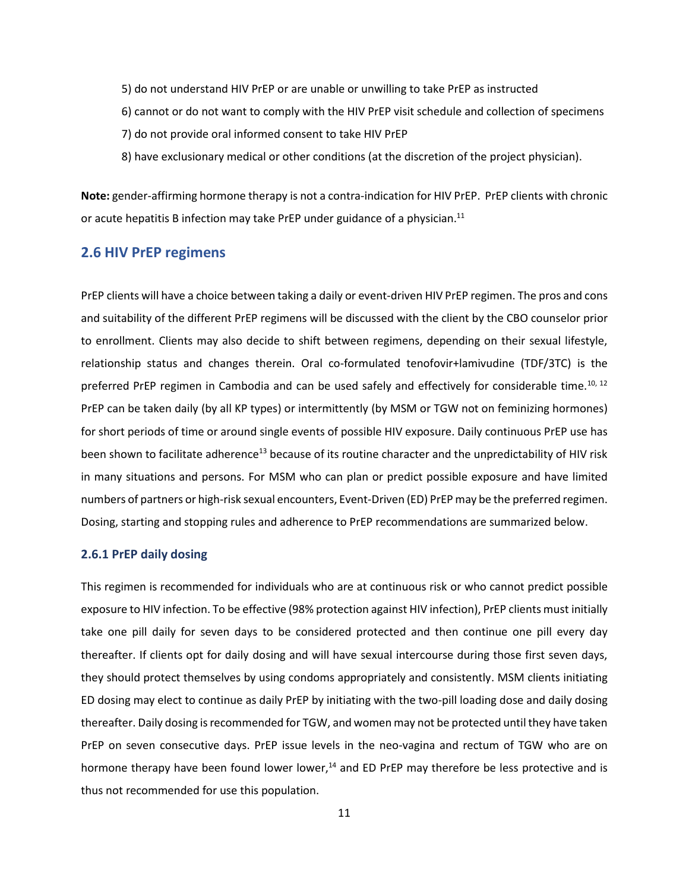5) do not understand HIV PrEP or are unable or unwilling to take PrEP as instructed

6) cannot or do not want to comply with the HIV PrEP visit schedule and collection of specimens

7) do not provide oral informed consent to take HIV PrEP

8) have exclusionary medical or other conditions (at the discretion of the project physician).

**Note:** gender-affirming hormone therapy is not a contra-indication for HIV PrEP. PrEP clients with chronic or acute hepatitis B infection may take PrEP under guidance of a physician.[11]

## 2.6 HIV PrEP regimens

PrEP clients will have a choice between taking a daily or event-driven HIV PrEP regimen. The pros and cons and suitability of the different PrEP regimens will be discussed with the client by the CBO counselor prior to enrollment. Clients may also decide to shift between regimens, depending on their sexual lifestyle, relationship status and changes therein. Oral co-formulated tenofovir+lamivudine (TDF/3TC) is the preferred PrEP regimen in Cambodia and can be used safely and effectively for considerable time.[10, 12] PrEP can be taken daily (by all KP types) or intermittently (by MSM or TGW not on feminizing hormones) for short periods of time or around single events of possible HIV exposure. Daily continuous PrEP use has been shown to facilitate adherence[13] because of its routine character and the unpredictability of HIV risk in many situations and persons. For MSM who can plan or predict possible exposure and have limited numbers of partners or high-risk sexual encounters, Event-Driven (ED) PrEP may be the preferred regimen. Dosing, starting and stopping rules and adherence to PrEP recommendations are summarized below.

### 2.6.1 PrEP daily dosing

This regimen is recommended for individuals who are at continuous risk or who cannot predict possible exposure to HIV infection. To be effective (98% protection against HIV infection), PrEP clients must initially take one pill daily for seven days to be considered protected and then continue one pill every day thereafter. If clients opt for daily dosing and will have sexual intercourse during those first seven days, they should protect themselves by using condoms appropriately and consistently. MSM clients initiating ED dosing may elect to continue as daily PrEP by initiating with the two-pill loading dose and daily dosing thereafter. Daily dosing is recommended for TGW, and women may not be protected until they have taken PrEP on seven consecutive days. PrEP issue levels in the neo-vagina and rectum of TGW who are on hormone therapy have been found lower lower,[14] and ED PrEP may therefore be less protective and is thus not recommended for use this population.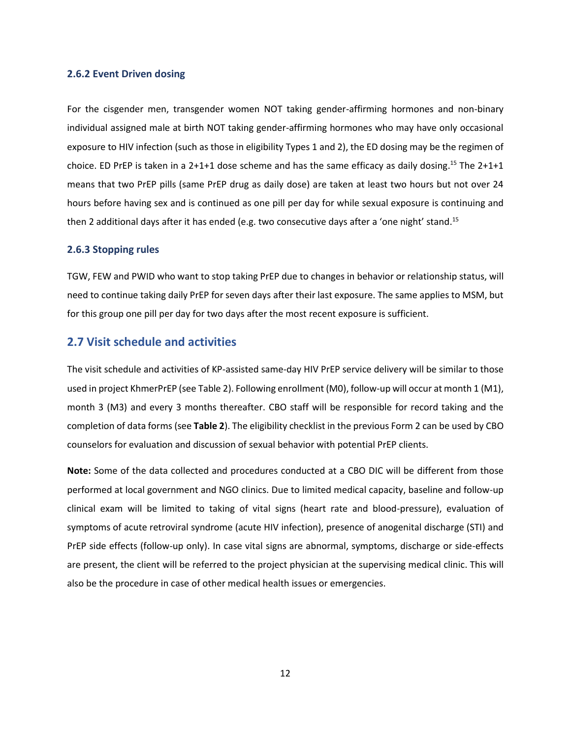### 2.6.2 Event Driven dosing

For the cisgender men, transgender women NOT taking gender-affirming hormones and non-binary individual assigned male at birth NOT taking gender-affirming hormones who may have only occasional exposure to HIV infection (such as those in eligibility Types 1 and 2), the ED dosing may be the regimen of choice. ED PrEP is taken in a 2+1+1 dose scheme and has the same efficacy as daily dosing.[15] The 2+1+1 means that two PrEP pills (same PrEP drug as daily dose) are taken at least two hours but not over 24 hours before having sex and is continued as one pill per day for while sexual exposure is continuing and then 2 additional days after it has ended (e.g. two consecutive days after a 'one night' stand.[15]

### 2.6.3 Stopping rules

TGW, FEW and PWID who want to stop taking PrEP due to changes in behavior or relationship status, will need to continue taking daily PrEP for seven days after their last exposure. The same applies to MSM, but for this group one pill per day for two days after the most recent exposure is sufficient.

## 2.7 Visit schedule and activities

The visit schedule and activities of KP-assisted same-day HIV PrEP service delivery will be similar to those used in project KhmerPrEP (see Table 2). Following enrollment (M0), follow-up will occur at month 1 (M1), month 3 (M3) and every 3 months thereafter. CBO staff will be responsible for record taking and the completion of data forms (see **Table 2**). The eligibility checklist in the previous Form 2 can be used by CBO counselors for evaluation and discussion of sexual behavior with potential PrEP clients.

**Note:** Some of the data collected and procedures conducted at a CBO DIC will be different from those performed at local government and NGO clinics. Due to limited medical capacity, baseline and follow-up clinical exam will be limited to taking of vital signs (heart rate and blood-pressure), evaluation of symptoms of acute retroviral syndrome (acute HIV infection), presence of anogenital discharge (STI) and PrEP side effects (follow-up only). In case vital signs are abnormal, symptoms, discharge or side-effects are present, the client will be referred to the project physician at the supervising medical clinic. This will also be the procedure in case of other medical health issues or emergencies.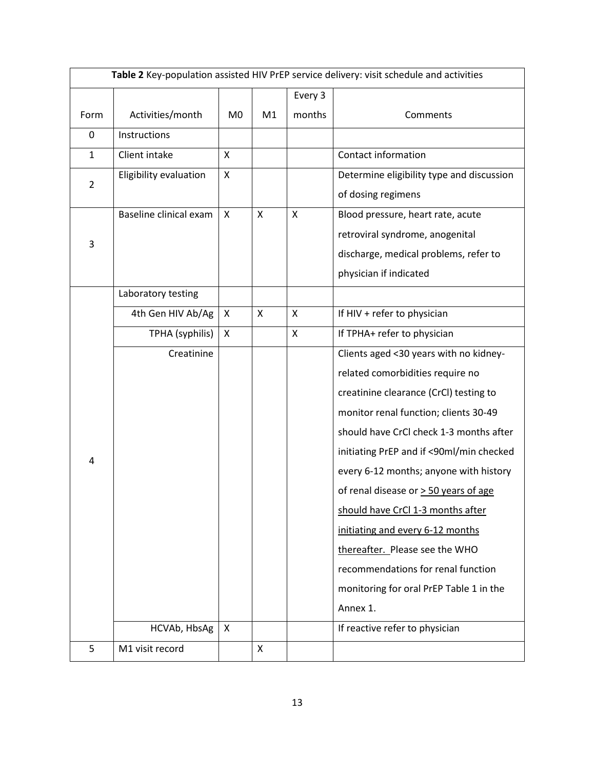| Table 2 Key-population assisted HIV PrEP service delivery: visit schedule and activities | | | | | |
|---|---|---|---|---|---|
| Form | Activities/month | M0 | M1 | Every 3 months | Comments |
| 0 | Instructions | | | | |
| 1 | Client intake | X | | | Contact information |
| 2 | Eligibility evaluation | X | | | Determine eligibility type and discussion of dosing regimens |
| 3 | Baseline clinical exam | X | X | X | Blood pressure, heart rate, acute retroviral syndrome, anogenital discharge, medical problems, refer to physician if indicated |
| 4 | Laboratory testing | | | | |
| | 4th Gen HIV Ab/Ag | X | X | X | If HIV + refer to physician |
| | TPHA (syphilis) | X | | X | If TPHA+ refer to physician |
| | Creatinine | | | | Clients aged <30 years with no kidney-related comorbidities require no creatinine clearance (CrCl) testing to monitor renal function; clients 30-49 should have CrCl check 1-3 months after initiating PrEP and if <90ml/min checked every 6-12 months; anyone with history of renal disease or > 50 years of age should have CrCl 1-3 months after initiating and every 6-12 months thereafter. Please see the WHO recommendations for renal function monitoring for oral PrEP Table 1 in the Annex 1. |
| | HCVAb, HbsAg | X | | | If reactive refer to physician |
| 5 | M1 visit record | | X | | |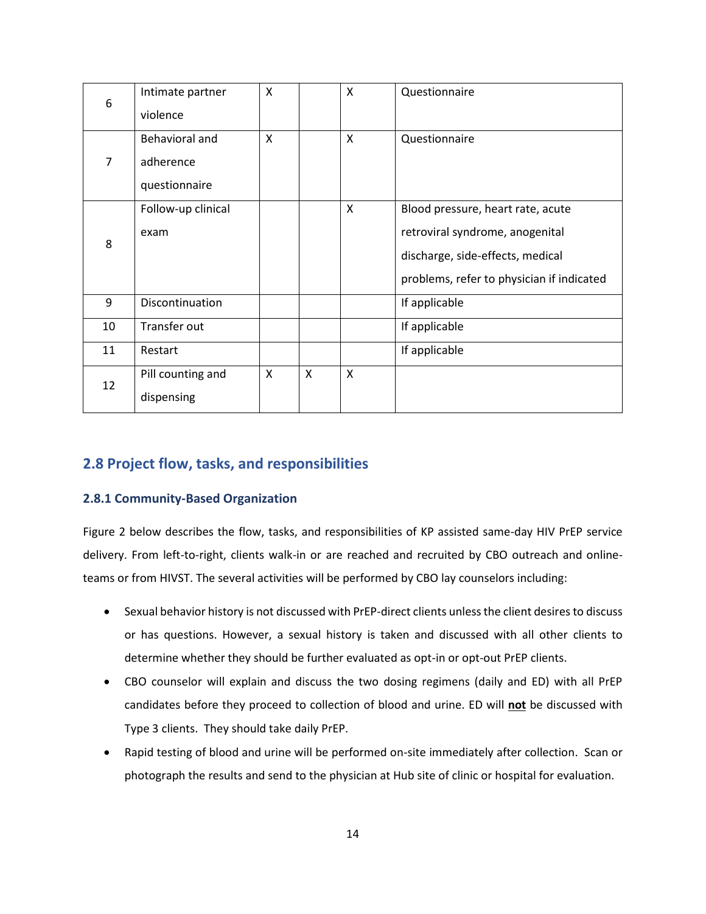| | | | | | |
|---|---|---|---|---|---|
| 6 | Intimate partner violence | X | | X | Questionnaire |
| 7 | Behavioral and adherence questionnaire | X | | X | Questionnaire |
| 8 | Follow-up clinical exam | | | X | Blood pressure, heart rate, acute retroviral syndrome, anogenital discharge, side-effects, medical problems, refer to physician if indicated |
| 9 | Discontinuation | | | | If applicable |
| 10 | Transfer out | | | | If applicable |
| 11 | Restart | | | | If applicable |
| 12 | Pill counting and dispensing | X | X | X | |

## 2.8 Project flow, tasks, and responsibilities

### 2.8.1 Community-Based Organization

Figure 2 below describes the flow, tasks, and responsibilities of KP assisted same-day HIV PrEP service delivery. From left-to-right, clients walk-in or are reached and recruited by CBO outreach and online-teams or from HIVST. The several activities will be performed by CBO lay counselors including:

- Sexual behavior history is not discussed with PrEP-direct clients unless the client desires to discuss or has questions. However, a sexual history is taken and discussed with all other clients to determine whether they should be further evaluated as opt-in or opt-out PrEP clients.
- CBO counselor will explain and discuss the two dosing regimens (daily and ED) with all PrEP candidates before they proceed to collection of blood and urine. ED will <u>**not**</u> be discussed with Type 3 clients. They should take daily PrEP.
- Rapid testing of blood and urine will be performed on-site immediately after collection. Scan or photograph the results and send to the physician at Hub site of clinic or hospital for evaluation.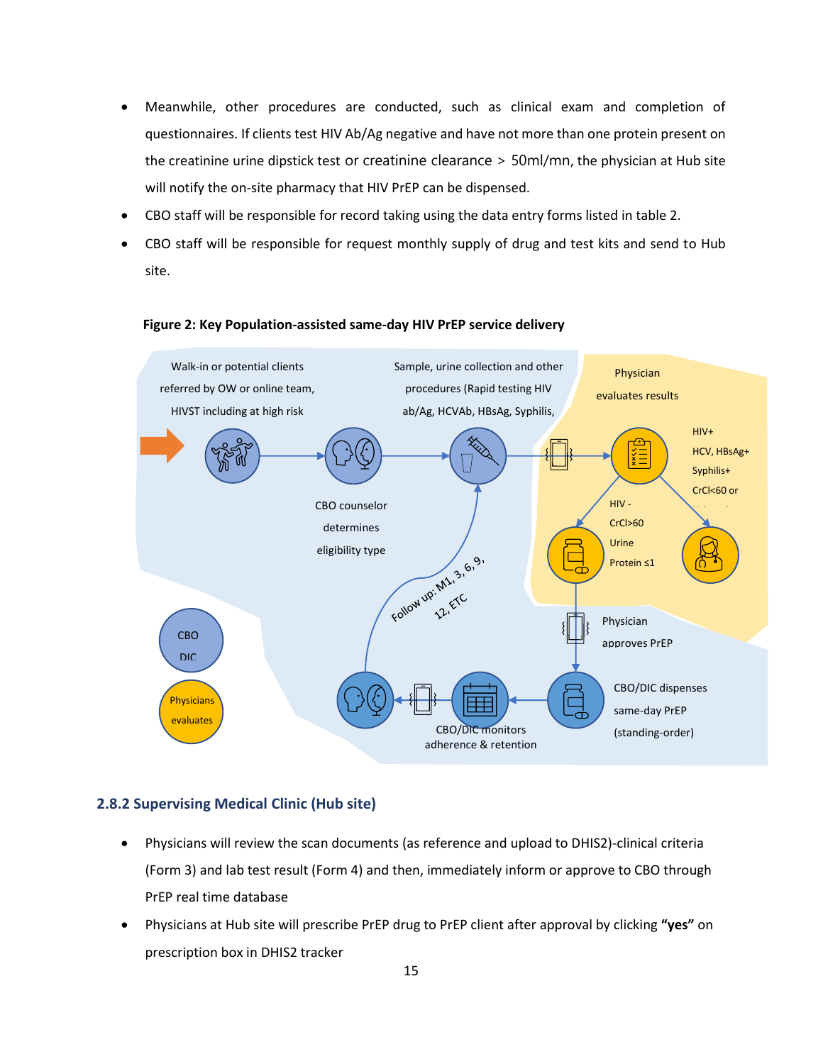- Meanwhile, other procedures are conducted, such as clinical exam and completion of questionnaires. If clients test HIV Ab/Ag negative and have not more than one protein present on the creatinine urine dipstick test or creatinine clearance > 50ml/mn, the physician at Hub site will notify the on-site pharmacy that HIV PrEP can be dispensed.
- CBO staff will be responsible for record taking using the data entry forms listed in table 2.
- CBO staff will be responsible for request monthly supply of drug and test kits and send to Hub site.

**Figure 2: Key Population-assisted same-day HIV PrEP service delivery**

Walk-in or potential clients referred by OW or online team, HIVST including at high risk

CBO counselor determines eligibility type

Sample, urine collection and other procedures (Rapid testing HIV ab/Ag, HCVAb, HBsAg, Syphilis,

Physician evaluates results

HIV+ HCV, HBsAg+ Syphilis+ CrCl<60 or

HIV - CrCl>60 Urine Protein ≤1

Physician approves PrEP

CBO/DIC dispenses same-day PrEP (standing-order)

CBO/DIC monitors adherence & retention

Follow up: M1, 3, 6, 9, 12, ETC

CBO DIC

Physicians evaluates

## 2.8.2 Supervising Medical Clinic (Hub site)

- Physicians will review the scan documents (as reference and upload to DHIS2)-clinical criteria (Form 3) and lab test result (Form 4) and then, immediately inform or approve to CBO through PrEP real time database
- Physicians at Hub site will prescribe PrEP drug to PrEP client after approval by clicking **"yes"** on prescription box in DHIS2 tracker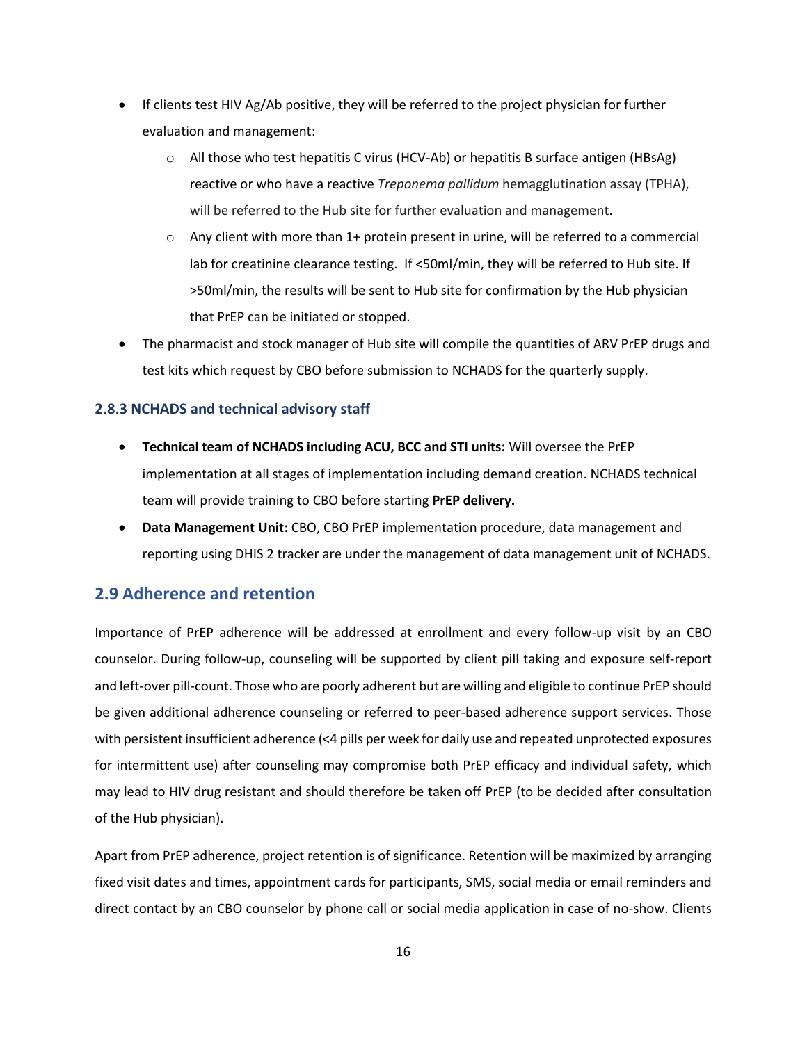- If clients test HIV Ag/Ab positive, they will be referred to the project physician for further evaluation and management:
    - All those who test hepatitis C virus (HCV-Ab) or hepatitis B surface antigen (HBsAg) reactive or who have a reactive *Treponema pallidum* hemagglutination assay (TPHA), will be referred to the Hub site for further evaluation and management.
    - Any client with more than 1+ protein present in urine, will be referred to a commercial lab for creatinine clearance testing. If <50ml/min, they will be referred to Hub site. If >50ml/min, the results will be sent to Hub site for confirmation by the Hub physician that PrEP can be initiated or stopped.
- The pharmacist and stock manager of Hub site will compile the quantities of ARV PrEP drugs and test kits which request by CBO before submission to NCHADS for the quarterly supply.

### 2.8.3 NCHADS and technical advisory staff

- **Technical team of NCHADS including ACU, BCC and STI units:** Will oversee the PrEP implementation at all stages of implementation including demand creation. NCHADS technical team will provide training to CBO before starting **PrEP delivery.**
- **Data Management Unit:** CBO, CBO PrEP implementation procedure, data management and reporting using DHIS 2 tracker are under the management of data management unit of NCHADS.

## 2.9 Adherence and retention

Importance of PrEP adherence will be addressed at enrollment and every follow-up visit by an CBO counselor. During follow-up, counseling will be supported by client pill taking and exposure self-report and left-over pill-count. Those who are poorly adherent but are willing and eligible to continue PrEP should be given additional adherence counseling or referred to peer-based adherence support services. Those with persistent insufficient adherence (<4 pills per week for daily use and repeated unprotected exposures for intermittent use) after counseling may compromise both PrEP efficacy and individual safety, which may lead to HIV drug resistant and should therefore be taken off PrEP (to be decided after consultation of the Hub physician).

Apart from PrEP adherence, project retention is of significance. Retention will be maximized by arranging fixed visit dates and times, appointment cards for participants, SMS, social media or email reminders and direct contact by an CBO counselor by phone call or social media application in case of no-show. Clients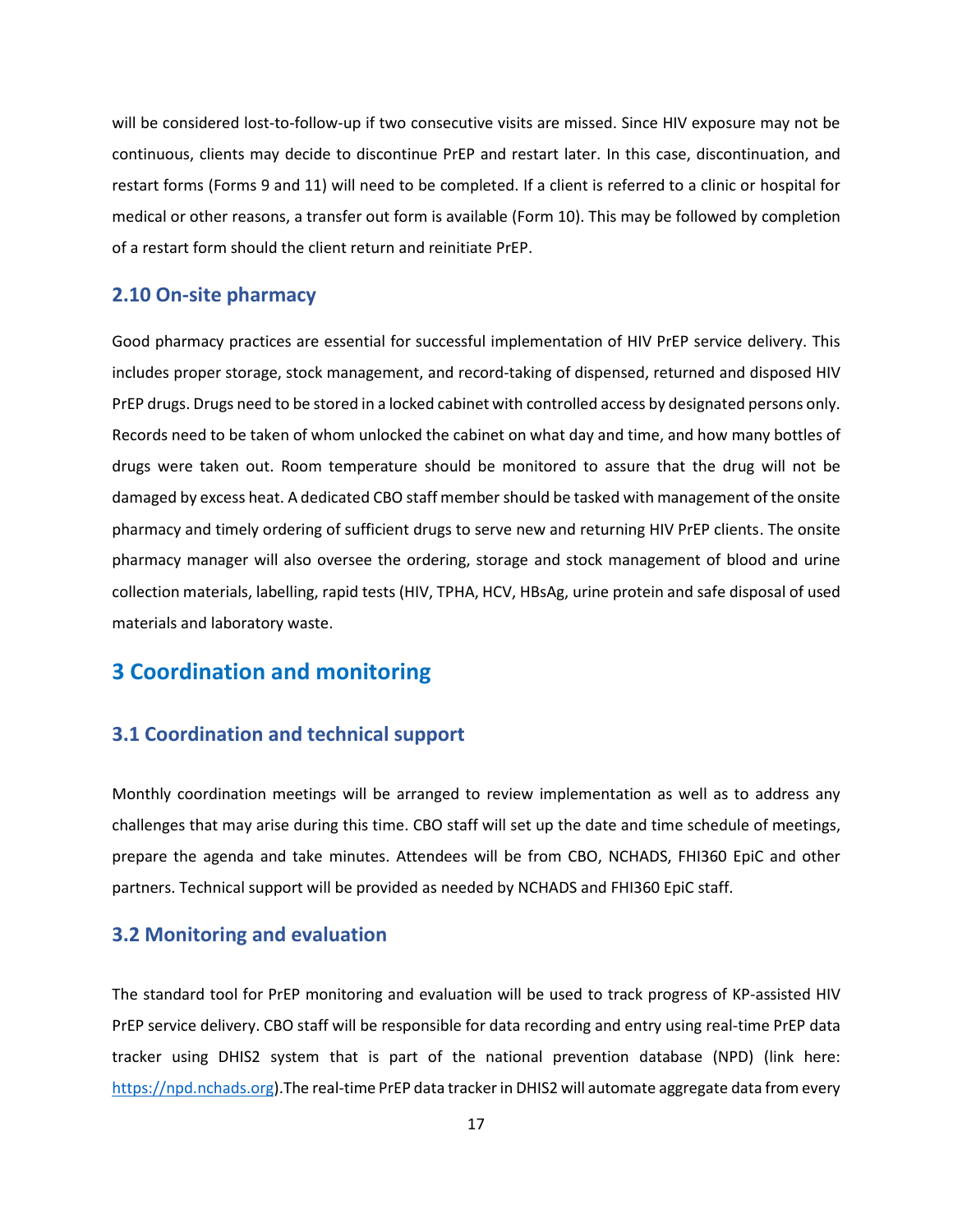will be considered lost-to-follow-up if two consecutive visits are missed. Since HIV exposure may not be continuous, clients may decide to discontinue PrEP and restart later. In this case, discontinuation, and restart forms (Forms 9 and 11) will need to be completed. If a client is referred to a clinic or hospital for medical or other reasons, a transfer out form is available (Form 10). This may be followed by completion of a restart form should the client return and reinitiate PrEP.

### 2.10 On-site pharmacy

Good pharmacy practices are essential for successful implementation of HIV PrEP service delivery. This includes proper storage, stock management, and record-taking of dispensed, returned and disposed HIV PrEP drugs. Drugs need to be stored in a locked cabinet with controlled access by designated persons only. Records need to be taken of whom unlocked the cabinet on what day and time, and how many bottles of drugs were taken out. Room temperature should be monitored to assure that the drug will not be damaged by excess heat. A dedicated CBO staff member should be tasked with management of the onsite pharmacy and timely ordering of sufficient drugs to serve new and returning HIV PrEP clients. The onsite pharmacy manager will also oversee the ordering, storage and stock management of blood and urine collection materials, labelling, rapid tests (HIV, TPHA, HCV, HBsAg, urine protein and safe disposal of used materials and laboratory waste.

## 3 Coordination and monitoring

### 3.1 Coordination and technical support

Monthly coordination meetings will be arranged to review implementation as well as to address any challenges that may arise during this time. CBO staff will set up the date and time schedule of meetings, prepare the agenda and take minutes. Attendees will be from CBO, NCHADS, FHI360 EpiC and other partners. Technical support will be provided as needed by NCHADS and FHI360 EpiC staff.

### 3.2 Monitoring and evaluation

The standard tool for PrEP monitoring and evaluation will be used to track progress of KP-assisted HIV PrEP service delivery. CBO staff will be responsible for data recording and entry using real-time PrEP data tracker using DHIS2 system that is part of the national prevention database (NPD) (link here: https://npd.nchads.org).The real-time PrEP data tracker in DHIS2 will automate aggregate data from every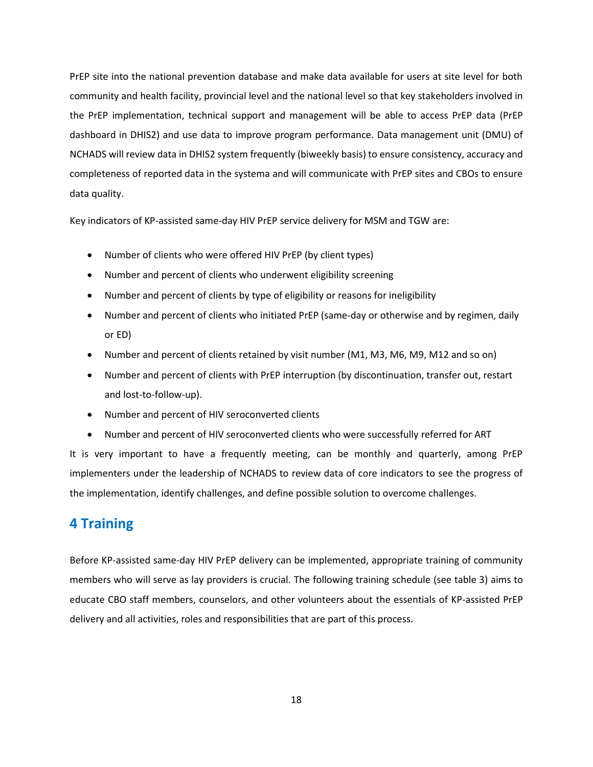PrEP site into the national prevention database and make data available for users at site level for both community and health facility, provincial level and the national level so that key stakeholders involved in the PrEP implementation, technical support and management will be able to access PrEP data (PrEP dashboard in DHIS2) and use data to improve program performance. Data management unit (DMU) of NCHADS will review data in DHIS2 system frequently (biweekly basis) to ensure consistency, accuracy and completeness of reported data in the systema and will communicate with PrEP sites and CBOs to ensure data quality.

Key indicators of KP-assisted same-day HIV PrEP service delivery for MSM and TGW are:

- Number of clients who were offered HIV PrEP (by client types)
- Number and percent of clients who underwent eligibility screening
- Number and percent of clients by type of eligibility or reasons for ineligibility
- Number and percent of clients who initiated PrEP (same-day or otherwise and by regimen, daily or ED)
- Number and percent of clients retained by visit number (M1, M3, M6, M9, M12 and so on)
- Number and percent of clients with PrEP interruption (by discontinuation, transfer out, restart and lost-to-follow-up).
- Number and percent of HIV seroconverted clients
- Number and percent of HIV seroconverted clients who were successfully referred for ART

It is very important to have a frequently meeting, can be monthly and quarterly, among PrEP implementers under the leadership of NCHADS to review data of core indicators to see the progress of the implementation, identify challenges, and define possible solution to overcome challenges.

# 4 Training

Before KP-assisted same-day HIV PrEP delivery can be implemented, appropriate training of community members who will serve as lay providers is crucial. The following training schedule (see table 3) aims to educate CBO staff members, counselors, and other volunteers about the essentials of KP-assisted PrEP delivery and all activities, roles and responsibilities that are part of this process.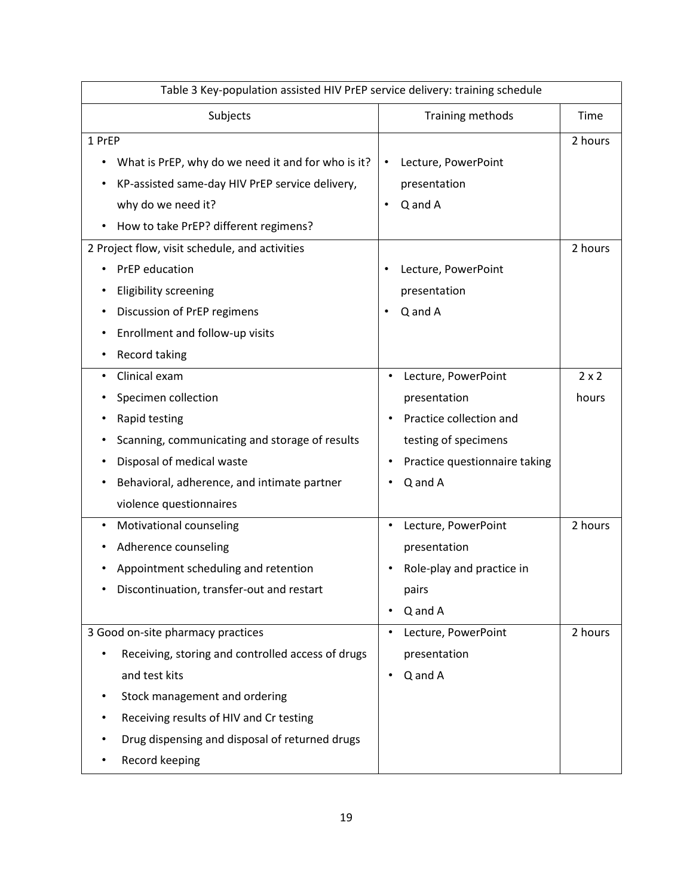Table 3 Key-population assisted HIV PrEP service delivery: training schedule

| Subjects | Training methods | Time |
|---|---|---|
| 1 PrEP<br>• What is PrEP, why do we need it and for who is it?<br>• KP-assisted same-day HIV PrEP service delivery, why do we need it?<br>• How to take PrEP? different regimens? | • Lecture, PowerPoint presentation<br>• Q and A | 2 hours |
| 2 Project flow, visit schedule, and activities<br>• PrEP education<br>• Eligibility screening<br>• Discussion of PrEP regimens<br>• Enrollment and follow-up visits<br>• Record taking | • Lecture, PowerPoint presentation<br>• Q and A | 2 hours |
| • Clinical exam<br>• Specimen collection<br>• Rapid testing<br>• Scanning, communicating and storage of results<br>• Disposal of medical waste<br>• Behavioral, adherence, and intimate partner violence questionnaires | • Lecture, PowerPoint presentation<br>• Practice collection and testing of specimens<br>• Practice questionnaire taking<br>• Q and A | 2 x 2 hours |
| • Motivational counseling<br>• Adherence counseling<br>• Appointment scheduling and retention<br>• Discontinuation, transfer-out and restart | • Lecture, PowerPoint presentation<br>• Role-play and practice in pairs<br>• Q and A | 2 hours |
| 3 Good on-site pharmacy practices<br>• Receiving, storing and controlled access of drugs and test kits<br>• Stock management and ordering<br>• Receiving results of HIV and Cr testing<br>• Drug dispensing and disposal of returned drugs<br>• Record keeping | • Lecture, PowerPoint presentation<br>• Q and A | 2 hours |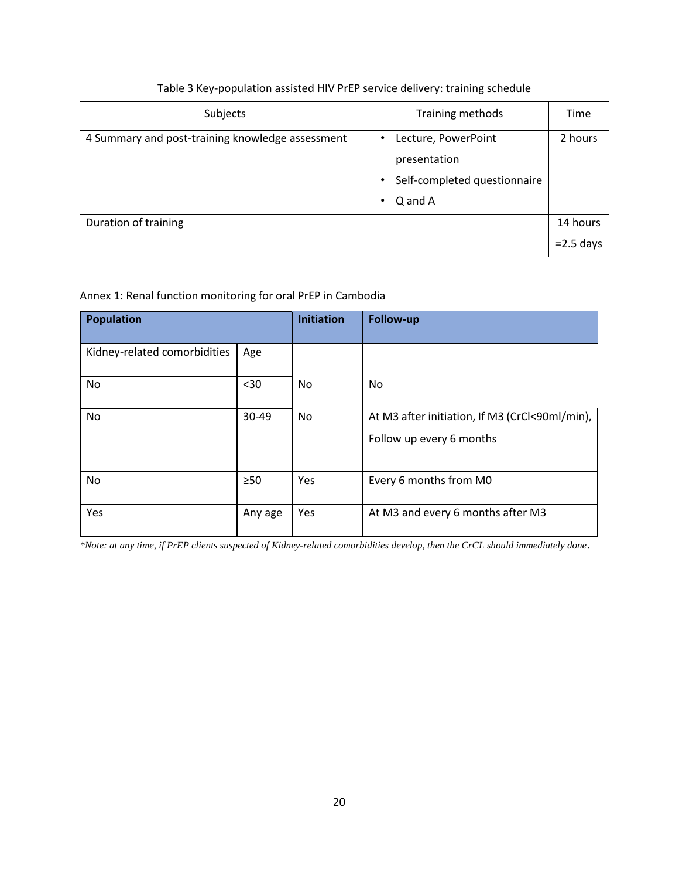| Table 3 Key-population assisted HIV PrEP service delivery: training schedule | | |
|---|---|---|
| Subjects | Training methods | Time |
| 4 Summary and post-training knowledge assessment | • Lecture, PowerPoint presentation<br>• Self-completed questionnaire<br>• Q and A | 2 hours |
| Duration of training | | 14 hours =2.5 days |

Annex 1: Renal function monitoring for oral PrEP in Cambodia

| **Population** | | **Initiation** | **Follow-up** |
|---|---|---|---|
| Kidney-related comorbidities | Age | | |
| No | <30 | No | No |
| No | 30-49 | No | At M3 after initiation, If M3 (CrCl<90ml/min), Follow up every 6 months |
| No | ≥50 | Yes | Every 6 months from M0 |
| Yes | Any age | Yes | At M3 and every 6 months after M3 |

*\*Note: at any time, if PrEP clients suspected of Kidney-related comorbidities develop, then the CrCL should immediately done.*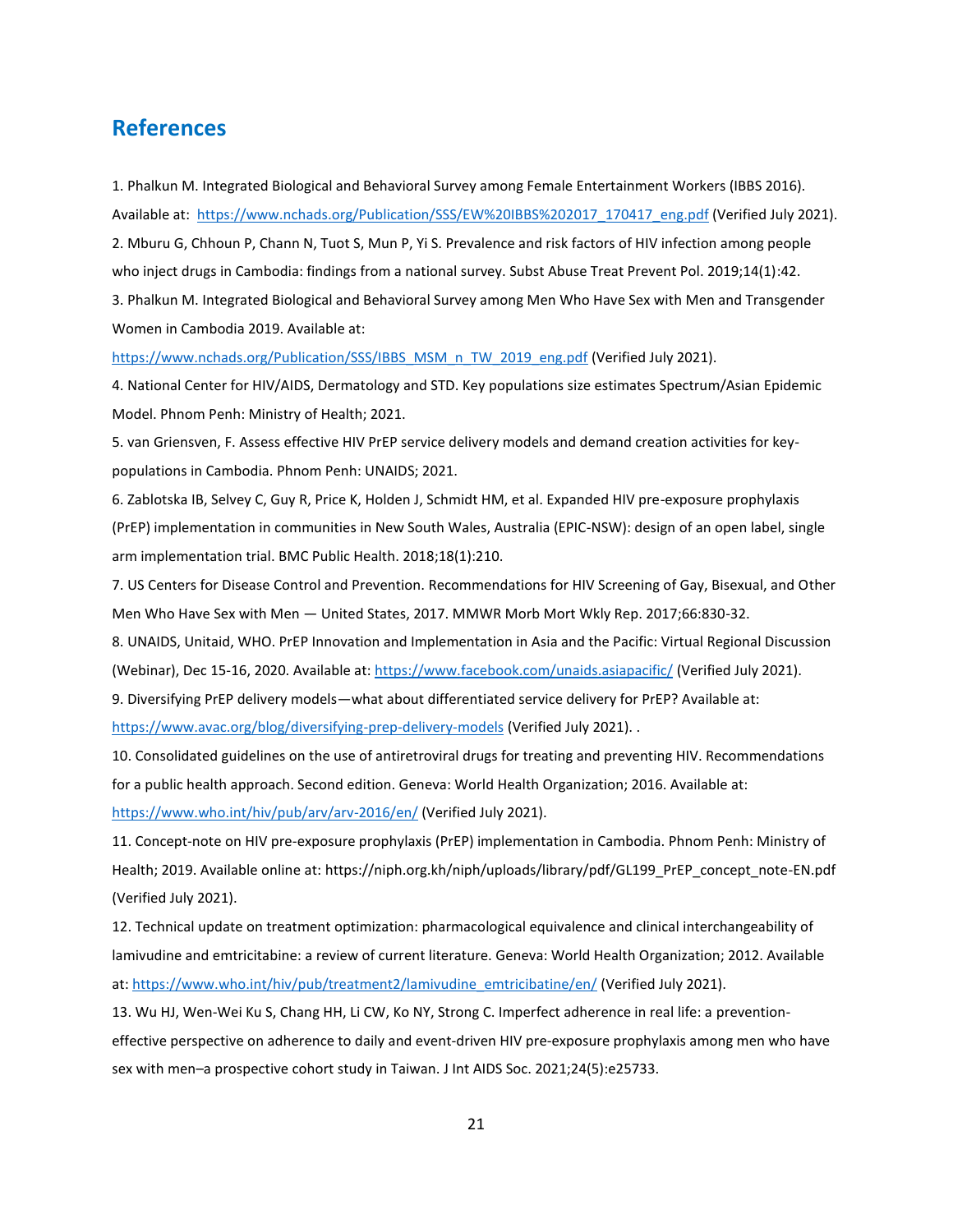## References

1. Phalkun M. Integrated Biological and Behavioral Survey among Female Entertainment Workers (IBBS 2016). Available at: https://www.nchads.org/Publication/SSS/EW%20IBBS%202017_170417_eng.pdf (Verified July 2021).

2. Mburu G, Chhoun P, Chann N, Tuot S, Mun P, Yi S. Prevalence and risk factors of HIV infection among people who inject drugs in Cambodia: findings from a national survey. Subst Abuse Treat Prevent Pol. 2019;14(1):42.

3. Phalkun M. Integrated Biological and Behavioral Survey among Men Who Have Sex with Men and Transgender Women in Cambodia 2019. Available at: https://www.nchads.org/Publication/SSS/IBBS_MSM_n_TW_2019_eng.pdf (Verified July 2021).

4. National Center for HIV/AIDS, Dermatology and STD. Key populations size estimates Spectrum/Asian Epidemic Model. Phnom Penh: Ministry of Health; 2021.

5. van Griensven, F. Assess effective HIV PrEP service delivery models and demand creation activities for key-populations in Cambodia. Phnom Penh: UNAIDS; 2021.

6. Zablotska IB, Selvey C, Guy R, Price K, Holden J, Schmidt HM, et al. Expanded HIV pre-exposure prophylaxis (PrEP) implementation in communities in New South Wales, Australia (EPIC-NSW): design of an open label, single arm implementation trial. BMC Public Health. 2018;18(1):210.

7. US Centers for Disease Control and Prevention. Recommendations for HIV Screening of Gay, Bisexual, and Other Men Who Have Sex with Men — United States, 2017. MMWR Morb Mort Wkly Rep. 2017;66:830-32.

8. UNAIDS, Unitaid, WHO. PrEP Innovation and Implementation in Asia and the Pacific: Virtual Regional Discussion (Webinar), Dec 15-16, 2020. Available at: https://www.facebook.com/unaids.asiapacific/ (Verified July 2021).

9. Diversifying PrEP delivery models—what about differentiated service delivery for PrEP? Available at: https://www.avac.org/blog/diversifying-prep-delivery-models (Verified July 2021). .

10. Consolidated guidelines on the use of antiretroviral drugs for treating and preventing HIV. Recommendations for a public health approach. Second edition. Geneva: World Health Organization; 2016. Available at: https://www.who.int/hiv/pub/arv/arv-2016/en/ (Verified July 2021).

11. Concept-note on HIV pre-exposure prophylaxis (PrEP) implementation in Cambodia. Phnom Penh: Ministry of Health; 2019. Available online at: https://niph.org.kh/niph/uploads/library/pdf/GL199_PrEP_concept_note-EN.pdf (Verified July 2021).

12. Technical update on treatment optimization: pharmacological equivalence and clinical interchangeability of lamivudine and emtricitabine: a review of current literature. Geneva: World Health Organization; 2012. Available at: https://www.who.int/hiv/pub/treatment2/lamivudine_emtricibatine/en/ (Verified July 2021).

13. Wu HJ, Wen-Wei Ku S, Chang HH, Li CW, Ko NY, Strong C. Imperfect adherence in real life: a prevention-effective perspective on adherence to daily and event-driven HIV pre-exposure prophylaxis among men who have sex with men–a prospective cohort study in Taiwan. J Int AIDS Soc. 2021;24(5):e25733.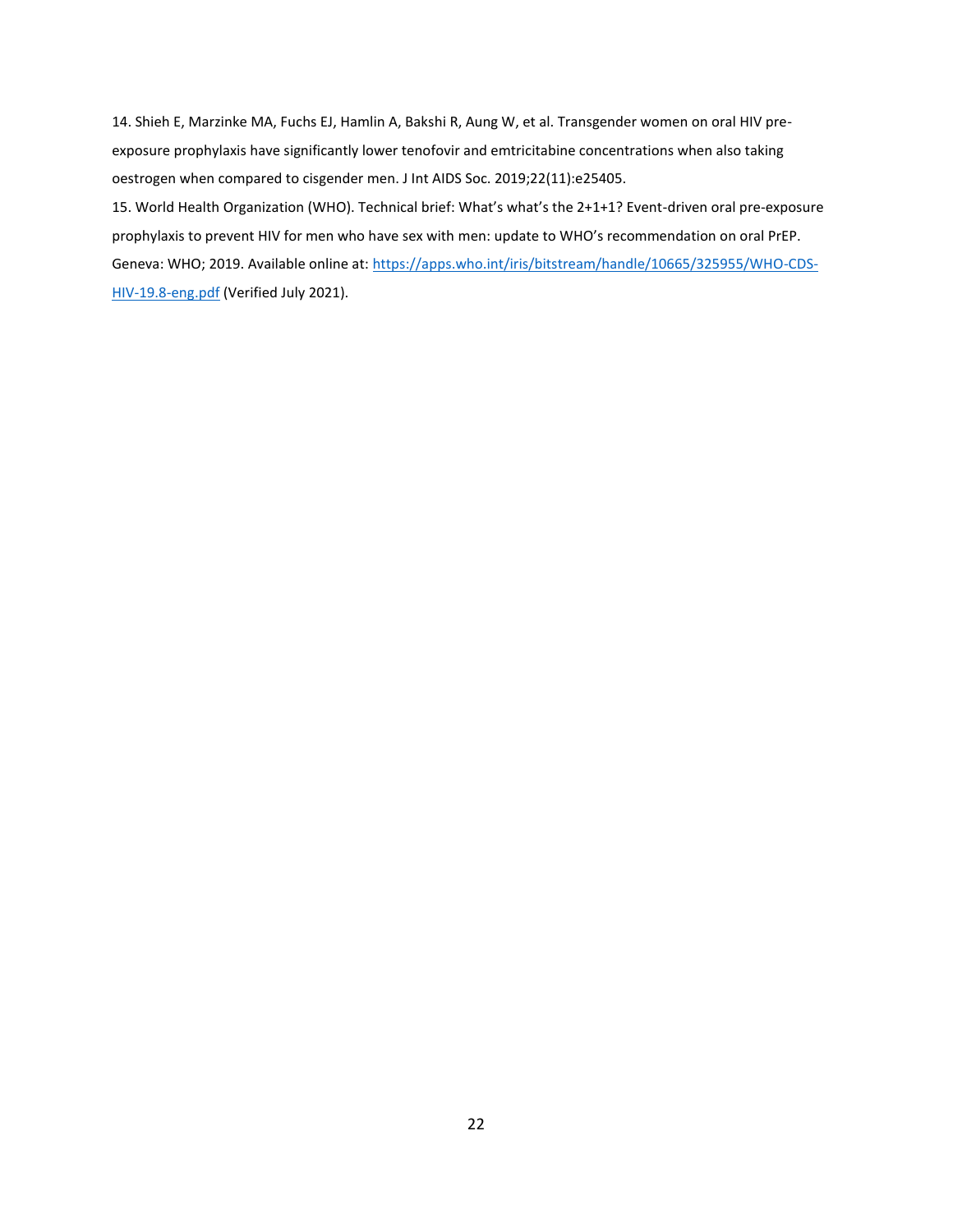14. Shieh E, Marzinke MA, Fuchs EJ, Hamlin A, Bakshi R, Aung W, et al. Transgender women on oral HIV pre-exposure prophylaxis have significantly lower tenofovir and emtricitabine concentrations when also taking oestrogen when compared to cisgender men. J Int AIDS Soc. 2019;22(11):e25405.

15. World Health Organization (WHO). Technical brief: What's what's the 2+1+1? Event-driven oral pre-exposure prophylaxis to prevent HIV for men who have sex with men: update to WHO's recommendation on oral PrEP. Geneva: WHO; 2019. Available online at: https://apps.who.int/iris/bitstream/handle/10665/325955/WHO-CDS-HIV-19.8-eng.pdf (Verified July 2021).